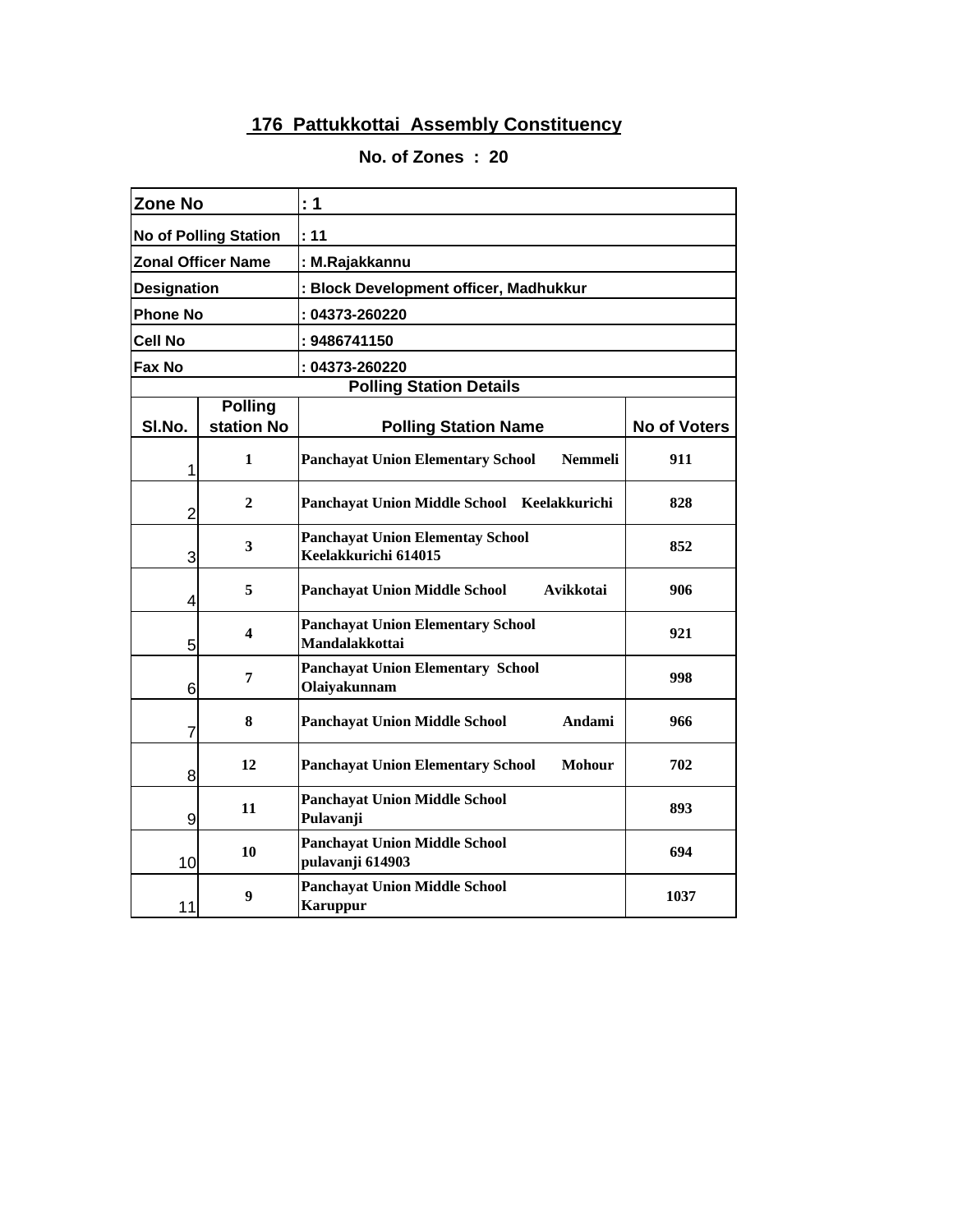# 176 Pattukkottai Assembly Constituency

## No. of Zones : 20

| Zone No | : 1 |
|---|---|
| No of Polling Station | : 11 |
| Zonal Officer Name | : M.Rajakkannu |
| Designation | : Block Development officer, Madhukkur |
| Phone No | : 04373-260220 |
| Cell No | : 9486741150 |
| Fax No | : 04373-260220 |

**Polling Station Details**

| Sl.No. | Polling station No | Polling Station Name | No of Voters |
|---|---|---|---|
| 1 | 1 | Panchayat Union Elementary School Nemmeli | 911 |
| 2 | 2 | Panchayat Union Middle School Keelakkurichi | 828 |
| 3 | 3 | Panchayat Union Elementay School Keelakkurichi 614015 | 852 |
| 4 | 5 | Panchayat Union Middle School Avikkotai | 906 |
| 5 | 4 | Panchayat Union Elementary School Mandalakkottai | 921 |
| 6 | 7 | Panchayat Union Elementary School Olaiyakunnam | 998 |
| 7 | 8 | Panchayat Union Middle School Andami | 966 |
| 8 | 12 | Panchayat Union Elementary School Mohour | 702 |
| 9 | 11 | Panchayat Union Middle School Pulavanji | 893 |
| 10 | 10 | Panchayat Union Middle School pulavanji 614903 | 694 |
| 11 | 9 | Panchayat Union Middle School Karuppur | 1037 |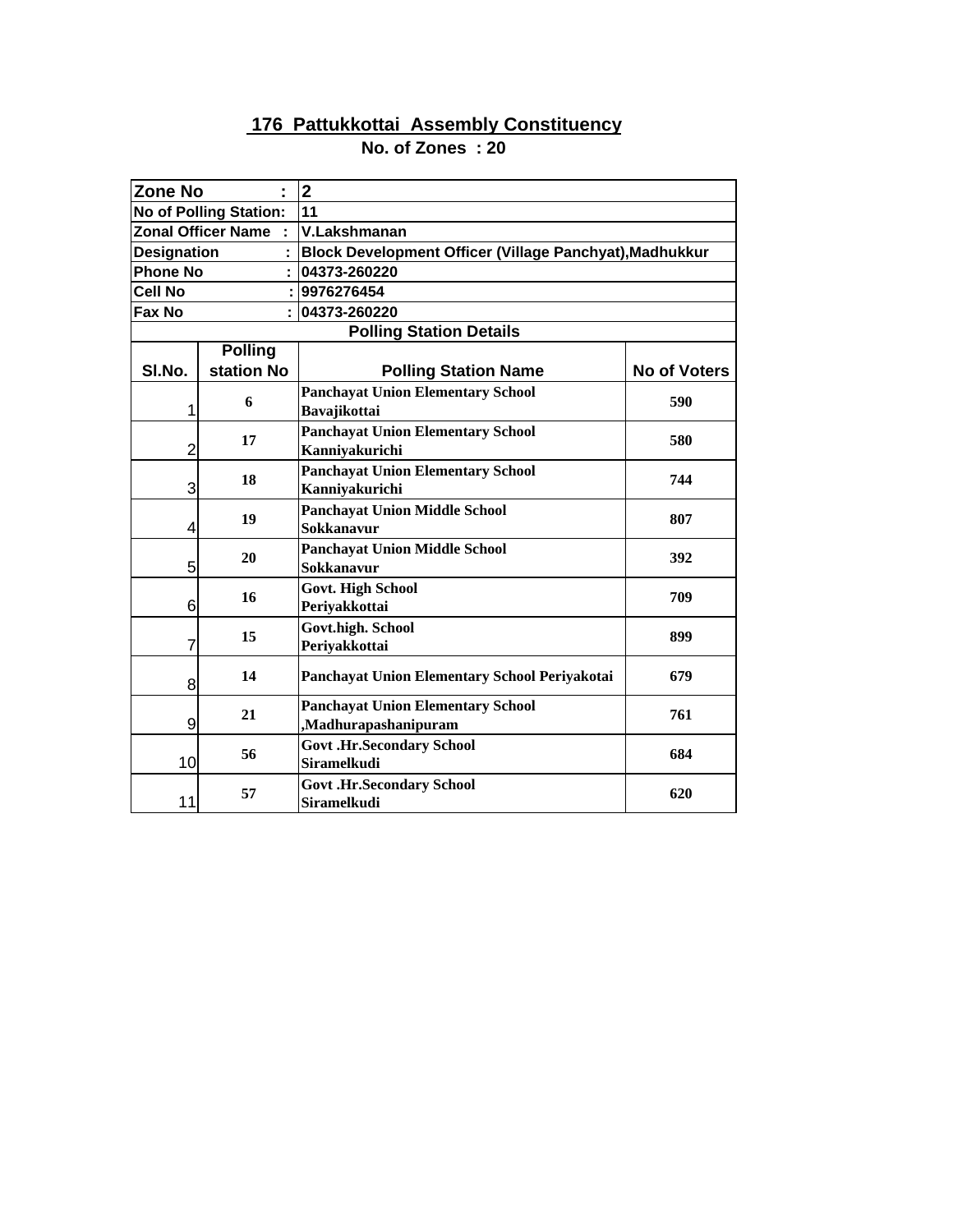## 176 Pattukkottai Assembly Constituency

**No. of Zones : 20**

| Zone No : | 2 |
|---|---|
| No of Polling Station: | 11 |
| Zonal Officer Name : | V.Lakshmanan |
| Designation : | Block Development Officer (Village Panchyat),Madhukkur |
| Phone No : | 04373-260220 |
| Cell No : | 9976276454 |
| Fax No : | 04373-260220 |

**Polling Station Details**

| Sl.No. | Polling station No | Polling Station Name | No of Voters |
|---|---|---|---|
| 1 | 6 | Panchayat Union Elementary School Bavajikottai | 590 |
| 2 | 17 | Panchayat Union Elementary School Kanniyakurichi | 580 |
| 3 | 18 | Panchayat Union Elementary School Kanniyakurichi | 744 |
| 4 | 19 | Panchayat Union Middle School Sokkanavur | 807 |
| 5 | 20 | Panchayat Union Middle School Sokkanavur | 392 |
| 6 | 16 | Govt. High School Periyakkottai | 709 |
| 7 | 15 | Govt.high. School Periyakkottai | 899 |
| 8 | 14 | Panchayat Union Elementary School Periyakotai | 679 |
| 9 | 21 | Panchayat Union Elementary School ,Madhurapashanipuram | 761 |
| 10 | 56 | Govt .Hr.Secondary School Siramelkudi | 684 |
| 11 | 57 | Govt .Hr.Secondary School Siramelkudi | 620 |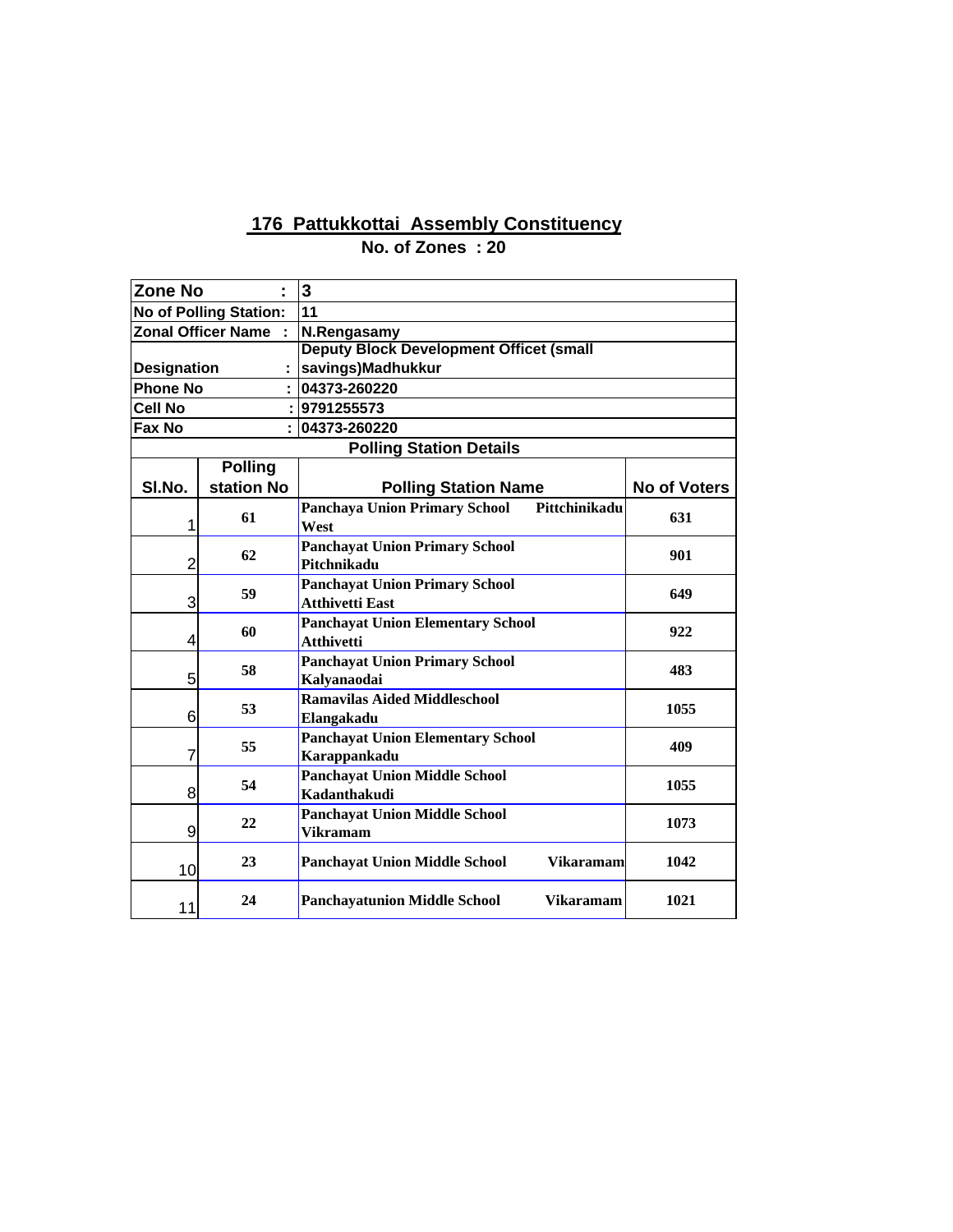# 176 Pattukkottai Assembly Constituency

**No. of Zones : 20**

| | |
|---|---|
| **Zone No :** | **3** |
| **No of Polling Station:** | **11** |
| **Zonal Officer Name :** | **N.Rengasamy** |
| **Designation :** | **Deputy Block Development Officet (small savings)Madhukkur** |
| **Phone No :** | **04373-260220** |
| **Cell No :** | **9791255573** |
| **Fax No :** | **04373-260220** |

**Polling Station Details**

| Sl.No. | Polling station No | Polling Station Name | No of Voters |
|---|---|---|---|
| 1 | 61 | Panchaya Union Primary School Pittchinikadu West | 631 |
| 2 | 62 | Panchayat Union Primary School Pitchnikadu | 901 |
| 3 | 59 | Panchayat Union Primary School Atthivetti East | 649 |
| 4 | 60 | Panchayat Union Elementary School Atthivetti | 922 |
| 5 | 58 | Panchayat Union Primary School Kalyanaodai | 483 |
| 6 | 53 | Ramavilas Aided Middleschool Elangakadu | 1055 |
| 7 | 55 | Panchayat Union Elementary School Karappankadu | 409 |
| 8 | 54 | Panchayat Union Middle School Kadanthakudi | 1055 |
| 9 | 22 | Panchayat Union Middle School Vikramam | 1073 |
| 10 | 23 | Panchayat Union Middle School Vikaramam | 1042 |
| 11 | 24 | Panchayatunion Middle School Vikaramam | 1021 |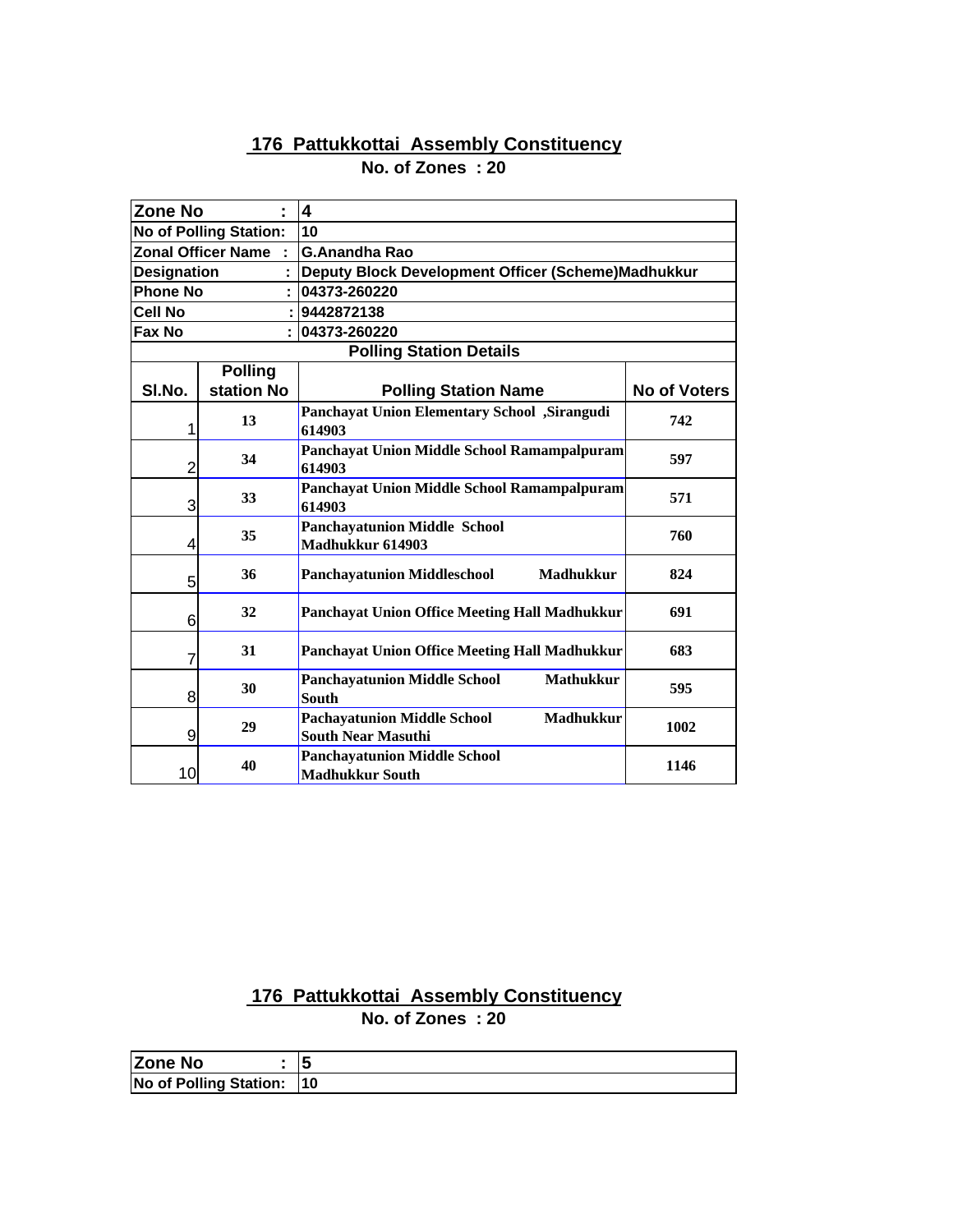## 176 Pattukkottai Assembly Constituency

**No. of Zones : 20**

| Zone No : | 4 | | |
|---|---|---|---|
| No of Polling Station: | 10 | | |
| Zonal Officer Name : | G.Anandha Rao | | |
| Designation : | Deputy Block Development Officer (Scheme)Madhukkur | | |
| Phone No : | 04373-260220 | | |
| Cell No : | 9442872138 | | |
| Fax No : | 04373-260220 | | |
| Polling Station Details | | | |

| Sl.No. | Polling station No | Polling Station Name | No of Voters |
|---|---|---|---|
| 1 | 13 | Panchayat Union Elementary School ,Sirangudi 614903 | 742 |
| 2 | 34 | Panchayat Union Middle School Ramampalpuram 614903 | 597 |
| 3 | 33 | Panchayat Union Middle School Ramampalpuram 614903 | 571 |
| 4 | 35 | Panchayatunion Middle School Madhukkur 614903 | 760 |
| 5 | 36 | Panchayatunion Middleschool Madhukkur | 824 |
| 6 | 32 | Panchayat Union Office Meeting Hall Madhukkur | 691 |
| 7 | 31 | Panchayat Union Office Meeting Hall Madhukkur | 683 |
| 8 | 30 | Panchayatunion Middle School Mathukkur South | 595 |
| 9 | 29 | Pachayatunion Middle School Madhukkur South Near Masuthi | 1002 |
| 10 | 40 | Panchayatunion Middle School Madhukkur South | 1146 |

## 176 Pattukkottai Assembly Constituency

**No. of Zones : 20**

| Zone No : | 5 |
|---|---|
| No of Polling Station: | 10 |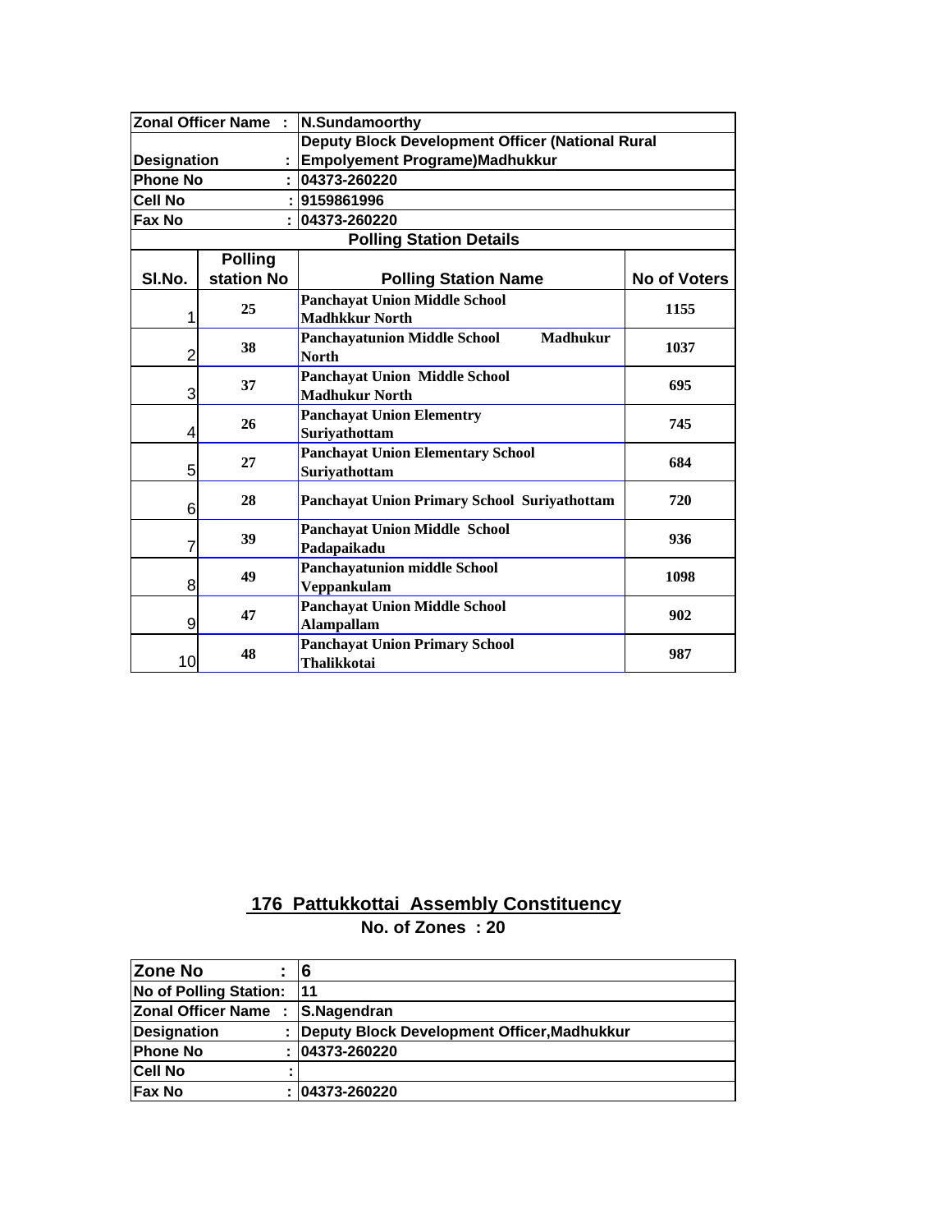| Zonal Officer Name | : | N.Sundamoorthy | |
|---|---|---|---|
| Designation | : | Deputy Block Development Officer (National Rural Empolyement Programe)Madhukkur | |
| Phone No | : | 04373-260220 | |
| Cell No | : | 9159861996 | |
| Fax No | : | 04373-260220 | |

**Polling Station Details**

| Sl.No. | Polling station No | Polling Station Name | No of Voters |
|---|---|---|---|
| 1 | 25 | Panchayat Union Middle School Madhkkur North | 1155 |
| 2 | 38 | Panchayatunion Middle School Madhukur North | 1037 |
| 3 | 37 | Panchayat Union Middle School Madhukur North | 695 |
| 4 | 26 | Panchayat Union Elementry Suriyathottam | 745 |
| 5 | 27 | Panchayat Union Elementary School Suriyathottam | 684 |
| 6 | 28 | Panchayat Union Primary School Suriyathottam | 720 |
| 7 | 39 | Panchayat Union Middle School Padapaikadu | 936 |
| 8 | 49 | Panchayatunion middle School Veppankulam | 1098 |
| 9 | 47 | Panchayat Union Middle School Alampallam | 902 |
| 10 | 48 | Panchayat Union Primary School Thalikkotai | 987 |

## 176 Pattukkottai Assembly Constituency

**No. of Zones : 20**

| Zone No | : | 6 |
|---|---|---|
| No of Polling Station: | | 11 |
| Zonal Officer Name | : | S.Nagendran |
| Designation | : | Deputy Block Development Officer,Madhukkur |
| Phone No | : | 04373-260220 |
| Cell No | : | |
| Fax No | : | 04373-260220 |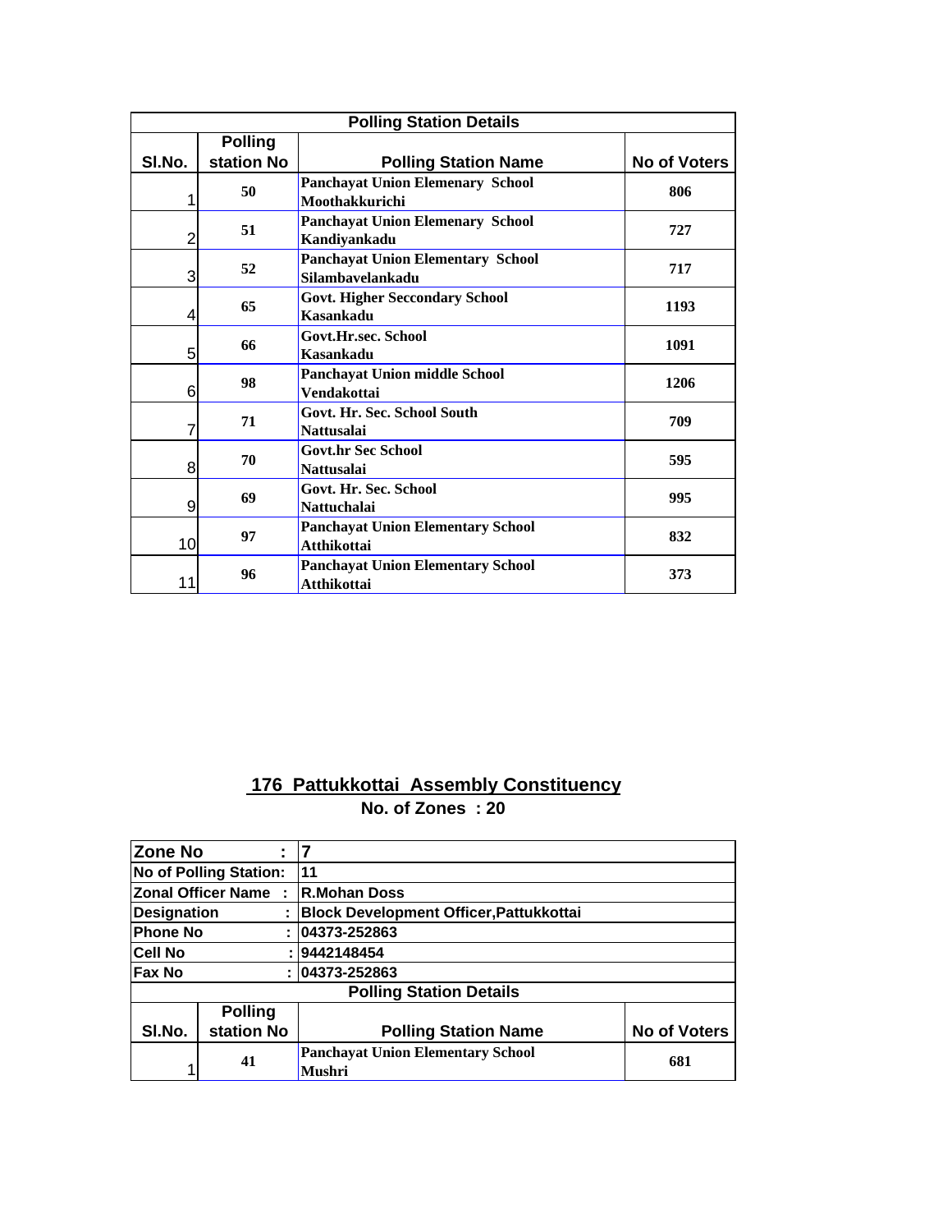| Polling Station Details | | | |
|---|---|---|---|
| Sl.No. | Polling station No | Polling Station Name | No of Voters |
| 1 | 50 | Panchayat Union Elemenary School Moothakkurichi | 806 |
| 2 | 51 | Panchayat Union Elemenary School Kandiyankadu | 727 |
| 3 | 52 | Panchayat Union Elementary School Silambavelankadu | 717 |
| 4 | 65 | Govt. Higher Seccondary School Kasankadu | 1193 |
| 5 | 66 | Govt.Hr.sec. School Kasankadu | 1091 |
| 6 | 98 | Panchayat Union middle School Vendakottai | 1206 |
| 7 | 71 | Govt. Hr. Sec. School South Nattusalai | 709 |
| 8 | 70 | Govt.hr Sec School Nattusalai | 595 |
| 9 | 69 | Govt. Hr. Sec. School Nattuchalai | 995 |
| 10 | 97 | Panchayat Union Elementary School Atthikottai | 832 |
| 11 | 96 | Panchayat Union Elementary School Atthikottai | 373 |

## 176 Pattukkottai Assembly Constituency

**No. of Zones : 20**

| | |
|---|---|
| Zone No : | 7 |
| No of Polling Station: | 11 |
| Zonal Officer Name : | R.Mohan Doss |
| Designation : | Block Development Officer,Pattukkottai |
| Phone No : | 04373-252863 |
| Cell No : | 9442148454 |
| Fax No : | 04373-252863 |

| Polling Station Details | | | |
|---|---|---|---|
| Sl.No. | Polling station No | Polling Station Name | No of Voters |
| 1 | 41 | Panchayat Union Elementary School Mushri | 681 |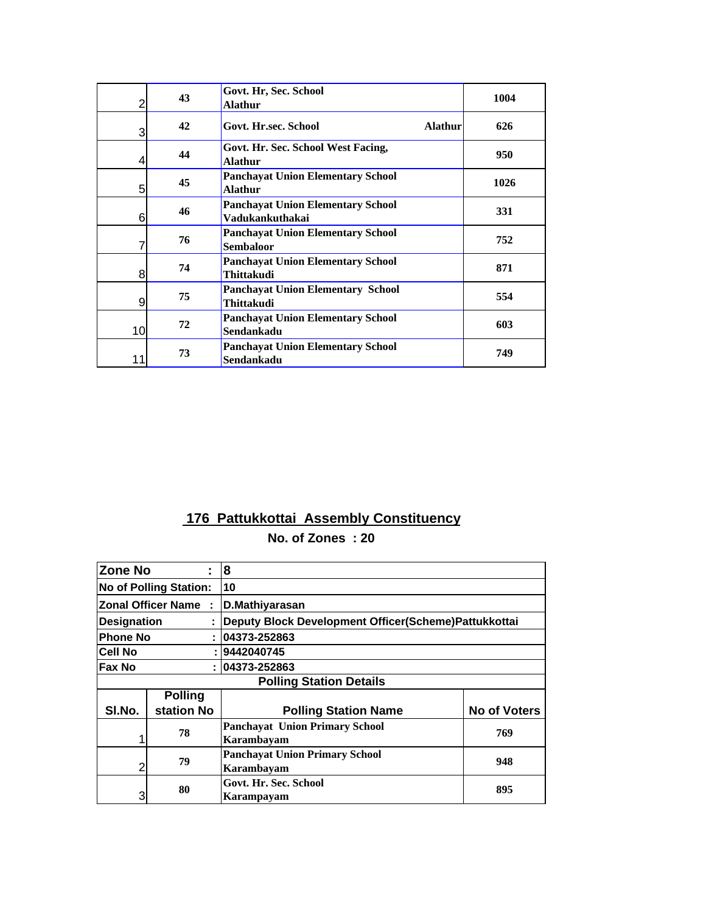| | | | |
|---|---|---|---|
| 2 | 43 | Govt. Hr, Sec. School Alathur | 1004 |
| 3 | 42 | Govt. Hr.sec. School Alathur | 626 |
| 4 | 44 | Govt. Hr. Sec. School West Facing, Alathur | 950 |
| 5 | 45 | Panchayat Union Elementary School Alathur | 1026 |
| 6 | 46 | Panchayat Union Elementary School Vadukankuthakai | 331 |
| 7 | 76 | Panchayat Union Elementary School Sembaloor | 752 |
| 8 | 74 | Panchayat Union Elementary School Thittakudi | 871 |
| 9 | 75 | Panchayat Union Elementary School Thittakudi | 554 |
| 10 | 72 | Panchayat Union Elementary School Sendankadu | 603 |
| 11 | 73 | Panchayat Union Elementary School Sendankadu | 749 |

## 176 Pattukkottai Assembly Constituency

**No. of Zones : 20**

| | |
|---|---|
| **Zone No :** | **8** |
| **No of Polling Station:** | **10** |
| **Zonal Officer Name :** | **D.Mathiyarasan** |
| **Designation :** | **Deputy Block Development Officer(Scheme)Pattukkottai** |
| **Phone No :** | **04373-252863** |
| **Cell No :** | **9442040745** |
| **Fax No :** | **04373-252863** |

**Polling Station Details**

| Sl.No. | Polling station No | Polling Station Name | No of Voters |
|---|---|---|---|
| 1 | 78 | Panchayat Union Primary School Karambayam | 769 |
| 2 | 79 | Panchayat Union Primary School Karambayam | 948 |
| 3 | 80 | Govt. Hr. Sec. School Karampayam | 895 |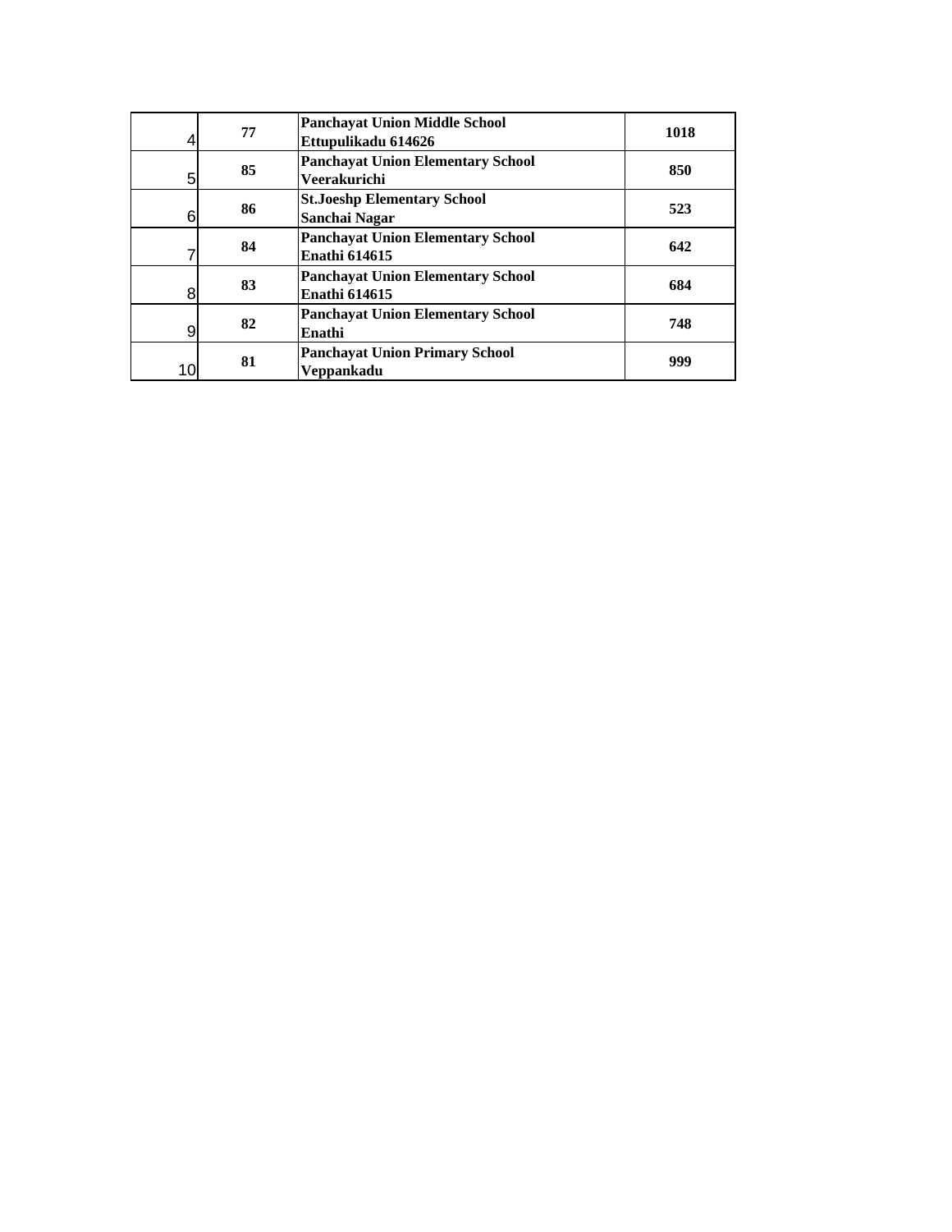| | | | |
|---|---|---|---|
| 4 | **77** | **Panchayat Union Middle School Ettupulikadu 614626** | **1018** |
| 5 | **85** | **Panchayat Union Elementary School Veerakurichi** | **850** |
| 6 | **86** | **St.Joeshp Elementary School Sanchai Nagar** | **523** |
| 7 | **84** | **Panchayat Union Elementary School Enathi 614615** | **642** |
| 8 | **83** | **Panchayat Union Elementary School Enathi 614615** | **684** |
| 9 | **82** | **Panchayat Union Elementary School Enathi** | **748** |
| 10 | **81** | **Panchayat Union Primary School Veppankadu** | **999** |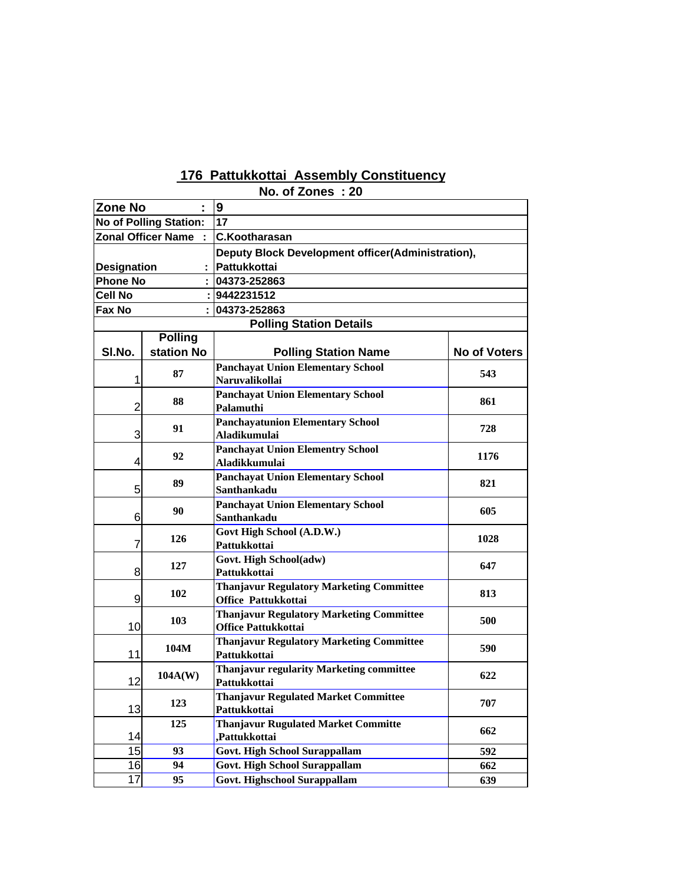# 176 Pattukkottai Assembly Constituency

**No. of Zones : 20**

| | |
|---|---|
| **Zone No :** | **9** |
| **No of Polling Station:** | **17** |
| **Zonal Officer Name :** | **C.Kootharasan** |
| **Designation :** | **Deputy Block Development officer(Administration), Pattukkottai** |
| **Phone No :** | **04373-252863** |
| **Cell No :** | **9442231512** |
| **Fax No :** | **04373-252863** |

**Polling Station Details**

| Sl.No. | Polling station No | Polling Station Name | No of Voters |
|---|---|---|---|
| 1 | 87 | Panchayat Union Elementary School Naruvalikollai | 543 |
| 2 | 88 | Panchayat Union Elementary School Palamuthi | 861 |
| 3 | 91 | Panchayatunion Elementary School Aladikumulai | 728 |
| 4 | 92 | Panchayat Union Elementry School Aladikkumulai | 1176 |
| 5 | 89 | Panchayat Union Elementary School Santhankadu | 821 |
| 6 | 90 | Panchayat Union Elementary School Santhankadu | 605 |
| 7 | 126 | Govt High School (A.D.W.) Pattukkottai | 1028 |
| 8 | 127 | Govt. High School(adw) Pattukkottai | 647 |
| 9 | 102 | Thanjavur Regulatory Marketing Committee Office Pattukkottai | 813 |
| 10 | 103 | Thanjavur Regulatory Marketing Committee Office Pattukkottai | 500 |
| 11 | 104M | Thanjavur Regulatory Marketing Committee Pattukkottai | 590 |
| 12 | 104A(W) | Thanjavur regularity Marketing committee Pattukkottai | 622 |
| 13 | 123 | Thanjavur Regulated Market Committee Pattukkottai | 707 |
| 14 | 125 | Thanjavur Rugulated Market Committe ,Pattukkottai | 662 |
| 15 | 93 | Govt. High School Surappallam | 592 |
| 16 | 94 | Govt. High School Surappallam | 662 |
| 17 | 95 | Govt. Highschool Surappallam | 639 |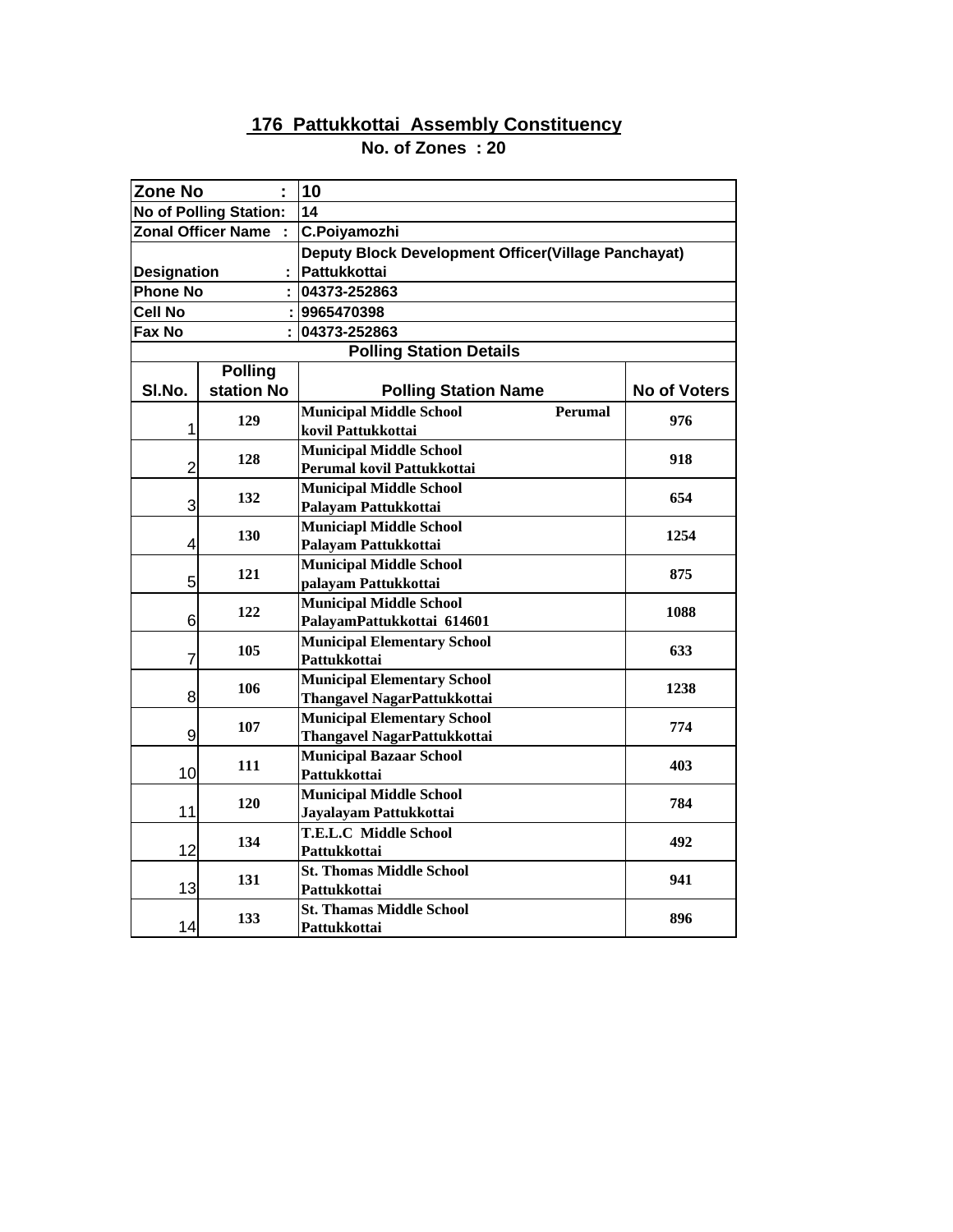## 176 Pattukkottai Assembly Constituency

**No. of Zones : 20**

| Zone No : | 10 | | |
|---|---|---|---|
| No of Polling Station: | 14 | | |
| Zonal Officer Name : | C.Poiyamozhi | | |
| Designation : | Deputy Block Development Officer(Village Panchayat) Pattukkottai | | |
| Phone No : | 04373-252863 | | |
| Cell No : | 9965470398 | | |
| Fax No : | 04373-252863 | | |

**Polling Station Details**

| Sl.No. | Polling station No | Polling Station Name | No of Voters |
|---|---|---|---|
| 1 | 129 | Municipal Middle School Perumal kovil Pattukkottai | 976 |
| 2 | 128 | Municipal Middle School Perumal kovil Pattukkottai | 918 |
| 3 | 132 | Municipal Middle School Palayam Pattukkottai | 654 |
| 4 | 130 | Municiapl Middle School Palayam Pattukkottai | 1254 |
| 5 | 121 | Municipal Middle School palayam Pattukkottai | 875 |
| 6 | 122 | Municipal Middle School PalayamPattukkottai 614601 | 1088 |
| 7 | 105 | Municipal Elementary School Pattukkottai | 633 |
| 8 | 106 | Municipal Elementary School Thangavel NagarPattukkottai | 1238 |
| 9 | 107 | Municipal Elementary School Thangavel NagarPattukkottai | 774 |
| 10 | 111 | Municipal Bazaar School Pattukkottai | 403 |
| 11 | 120 | Municipal Middle School Jayalayam Pattukkottai | 784 |
| 12 | 134 | T.E.L.C Middle School Pattukkottai | 492 |
| 13 | 131 | St. Thomas Middle School Pattukkottai | 941 |
| 14 | 133 | St. Thamas Middle School Pattukkottai | 896 |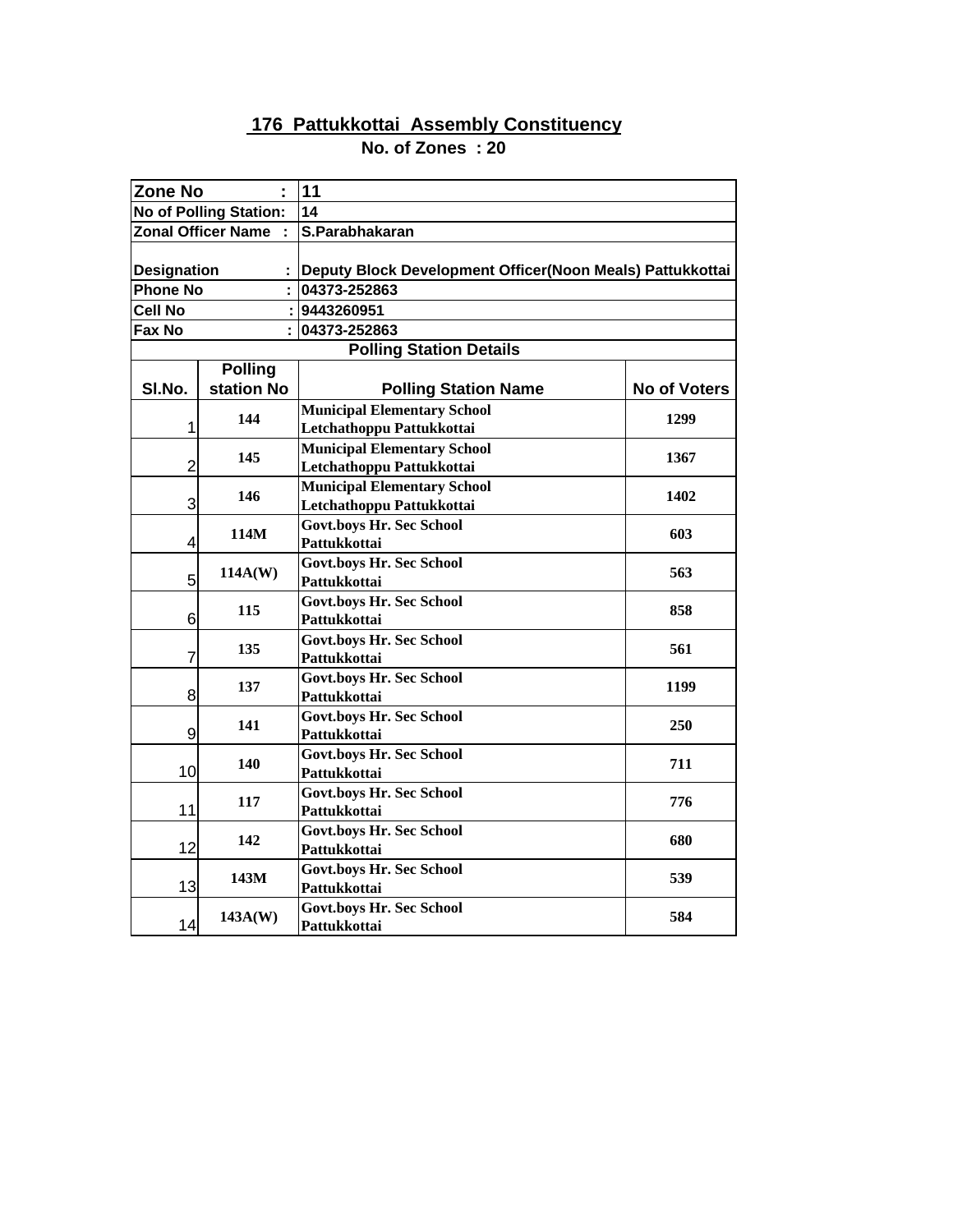## 176 Pattukkottai Assembly Constituency

**No. of Zones : 20**

| Zone No : | 11 | | |
|---|---|---|---|
| No of Polling Station: | 14 | | |
| Zonal Officer Name : | S.Parabhakaran | | |
| Designation : | Deputy Block Development Officer(Noon Meals) Pattukkottai | | |
| Phone No : | 04373-252863 | | |
| Cell No : | 9443260951 | | |
| Fax No : | 04373-252863 | | |
| Polling Station Details | | | |
| Sl.No. | Polling station No | Polling Station Name | No of Voters |
| 1 | 144 | Municipal Elementary School Letchathoppu Pattukkottai | 1299 |
| 2 | 145 | Municipal Elementary School Letchathoppu Pattukkottai | 1367 |
| 3 | 146 | Municipal Elementary School Letchathoppu Pattukkottai | 1402 |
| 4 | 114M | Govt.boys Hr. Sec School Pattukkottai | 603 |
| 5 | 114A(W) | Govt.boys Hr. Sec School Pattukkottai | 563 |
| 6 | 115 | Govt.boys Hr. Sec School Pattukkottai | 858 |
| 7 | 135 | Govt.boys Hr. Sec School Pattukkottai | 561 |
| 8 | 137 | Govt.boys Hr. Sec School Pattukkottai | 1199 |
| 9 | 141 | Govt.boys Hr. Sec School Pattukkottai | 250 |
| 10 | 140 | Govt.boys Hr. Sec School Pattukkottai | 711 |
| 11 | 117 | Govt.boys Hr. Sec School Pattukkottai | 776 |
| 12 | 142 | Govt.boys Hr. Sec School Pattukkottai | 680 |
| 13 | 143M | Govt.boys Hr. Sec School Pattukkottai | 539 |
| 14 | 143A(W) | Govt.boys Hr. Sec School Pattukkottai | 584 |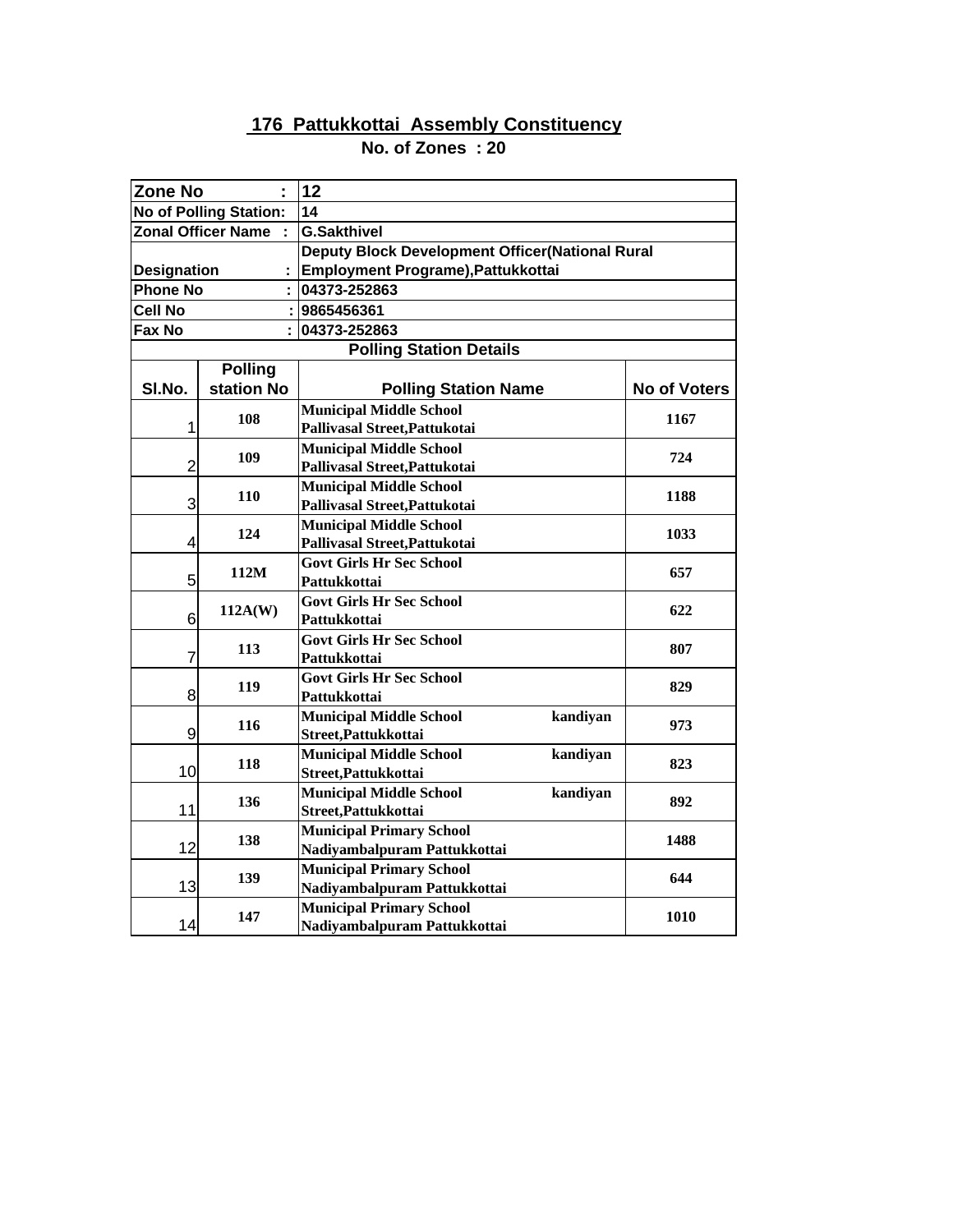## 176 Pattukkottai Assembly Constituency

**No. of Zones : 20**

| Zone No : | 12 | | |
|---|---|---|---|
| No of Polling Station: | 14 | | |
| Zonal Officer Name : | G.Sakthivel | | |
| Designation : | Deputy Block Development Officer(National Rural Employment Programe),Pattukkottai | | |
| Phone No : | 04373-252863 | | |
| Cell No : | 9865456361 | | |
| Fax No : | 04373-252863 | | |

**Polling Station Details**

| Sl.No. | Polling station No | Polling Station Name | No of Voters |
|---|---|---|---|
| 1 | 108 | Municipal Middle School Pallivasal Street,Pattukotai | 1167 |
| 2 | 109 | Municipal Middle School Pallivasal Street,Pattukotai | 724 |
| 3 | 110 | Municipal Middle School Pallivasal Street,Pattukotai | 1188 |
| 4 | 124 | Municipal Middle School Pallivasal Street,Pattukotai | 1033 |
| 5 | 112M | Govt Girls Hr Sec School Pattukkottai | 657 |
| 6 | 112A(W) | Govt Girls Hr Sec School Pattukkottai | 622 |
| 7 | 113 | Govt Girls Hr Sec School Pattukkottai | 807 |
| 8 | 119 | Govt Girls Hr Sec School Pattukkottai | 829 |
| 9 | 116 | Municipal Middle School kandiyan Street,Pattukkottai | 973 |
| 10 | 118 | Municipal Middle School kandiyan Street,Pattukkottai | 823 |
| 11 | 136 | Municipal Middle School kandiyan Street,Pattukkottai | 892 |
| 12 | 138 | Municipal Primary School Nadiyambalpuram Pattukkottai | 1488 |
| 13 | 139 | Municipal Primary School Nadiyambalpuram Pattukkottai | 644 |
| 14 | 147 | Municipal Primary School Nadiyambalpuram Pattukkottai | 1010 |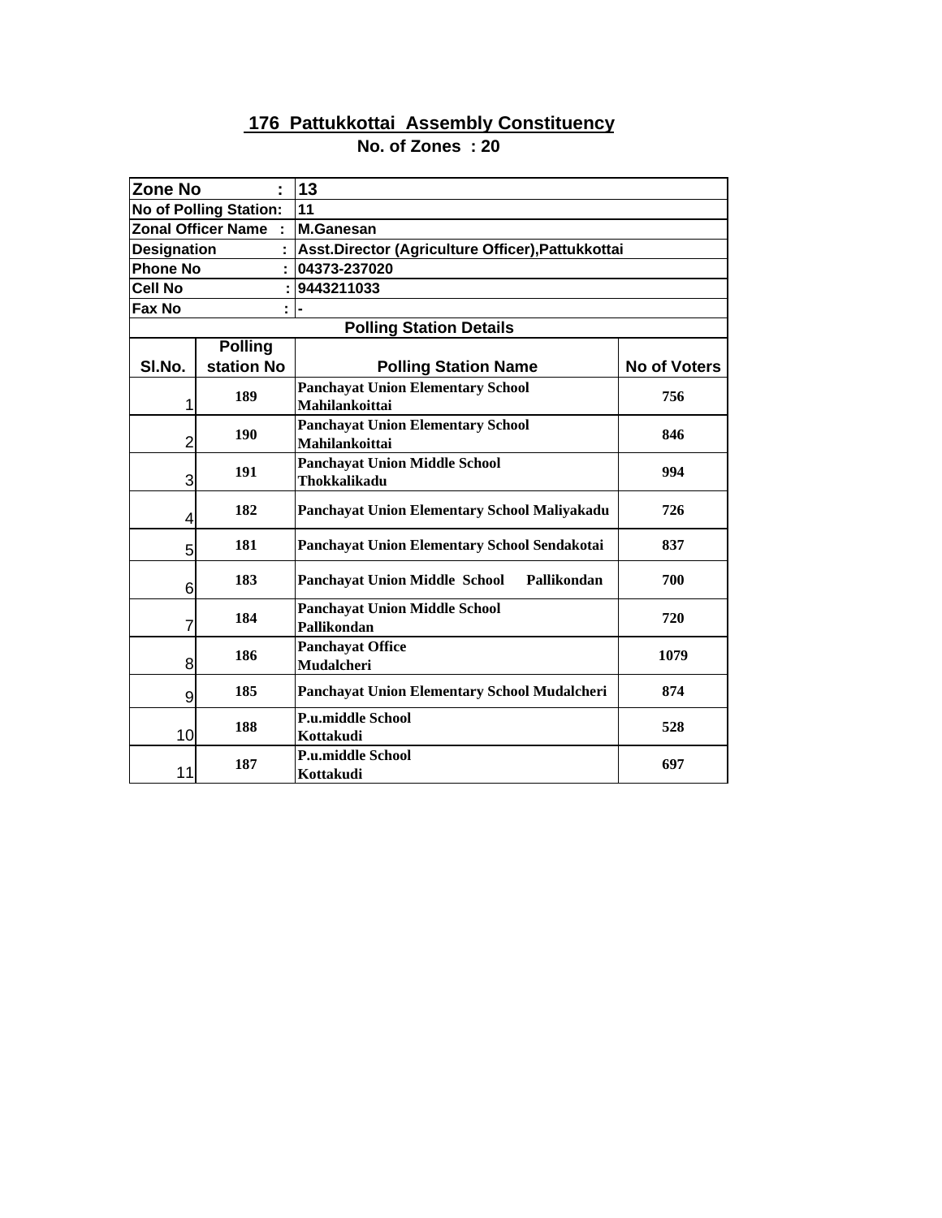## 176 Pattukkottai Assembly Constituency

**No. of Zones : 20**

| Zone No : | 13 | | |
|---|---|---|---|
| No of Polling Station: | 11 | | |
| Zonal Officer Name : | M.Ganesan | | |
| Designation : | Asst.Director (Agriculture Officer),Pattukkottai | | |
| Phone No : | 04373-237020 | | |
| Cell No : | 9443211033 | | |
| Fax No : | - | | |
| Polling Station Details | | | |

| Sl.No. | Polling station No | Polling Station Name | No of Voters |
|---|---|---|---|
| 1 | 189 | Panchayat Union Elementary School Mahilankoittai | 756 |
| 2 | 190 | Panchayat Union Elementary School Mahilankoittai | 846 |
| 3 | 191 | Panchayat Union Middle School Thokkalikadu | 994 |
| 4 | 182 | Panchayat Union Elementary School Maliyakadu | 726 |
| 5 | 181 | Panchayat Union Elementary School Sendakotai | 837 |
| 6 | 183 | Panchayat Union Middle School Pallikondan | 700 |
| 7 | 184 | Panchayat Union Middle School Pallikondan | 720 |
| 8 | 186 | Panchayat Office Mudalcheri | 1079 |
| 9 | 185 | Panchayat Union Elementary School Mudalcheri | 874 |
| 10 | 188 | P.u.middle School Kottakudi | 528 |
| 11 | 187 | P.u.middle School Kottakudi | 697 |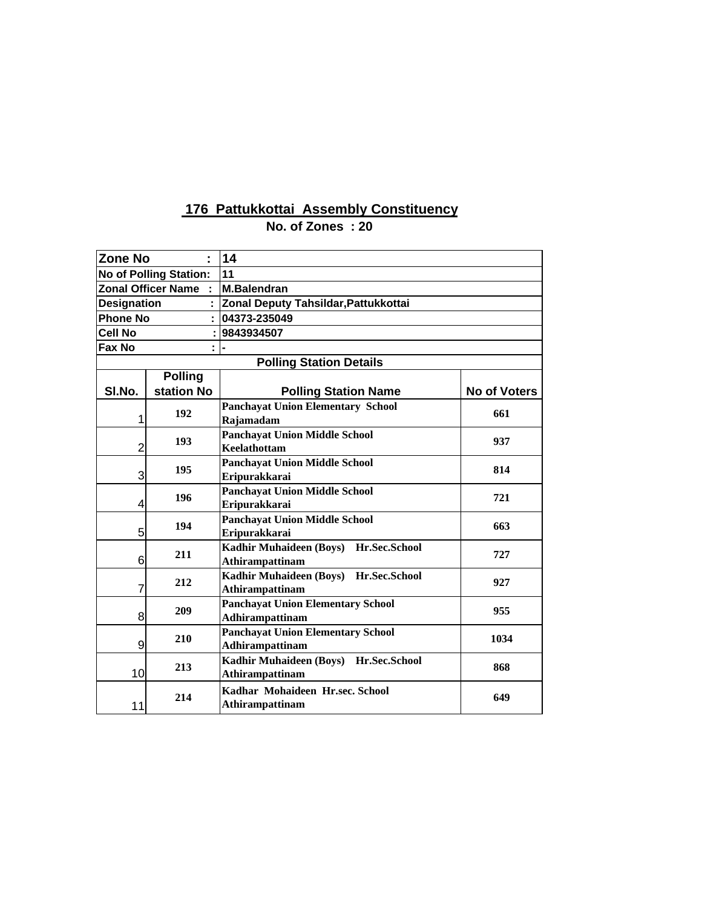# 176 Pattukkottai Assembly Constituency

**No. of Zones : 20**

| Zone No : | 14 | | |
|---|---|---|---|
| No of Polling Station: | 11 | | |
| Zonal Officer Name : | M.Balendran | | |
| Designation : | Zonal Deputy Tahsildar,Pattukkottai | | |
| Phone No : | 04373-235049 | | |
| Cell No : | 9843934507 | | |
| Fax No : | - | | |

**Polling Station Details**

| Sl.No. | Polling station No | Polling Station Name | No of Voters |
|---|---|---|---|
| 1 | 192 | Panchayat Union Elementary School Rajamadam | 661 |
| 2 | 193 | Panchayat Union Middle School Keelathottam | 937 |
| 3 | 195 | Panchayat Union Middle School Eripurakkarai | 814 |
| 4 | 196 | Panchayat Union Middle School Eripurakkarai | 721 |
| 5 | 194 | Panchayat Union Middle School Eripurakkarai | 663 |
| 6 | 211 | Kadhir Muhaideen (Boys) Hr.Sec.School Athirampattinam | 727 |
| 7 | 212 | Kadhir Muhaideen (Boys) Hr.Sec.School Athirampattinam | 927 |
| 8 | 209 | Panchayat Union Elementary School Adhirampattinam | 955 |
| 9 | 210 | Panchayat Union Elementary School Adhirampattinam | 1034 |
| 10 | 213 | Kadhir Muhaideen (Boys) Hr.Sec.School Athirampattinam | 868 |
| 11 | 214 | Kadhar Mohaideen Hr.sec. School Athirampattinam | 649 |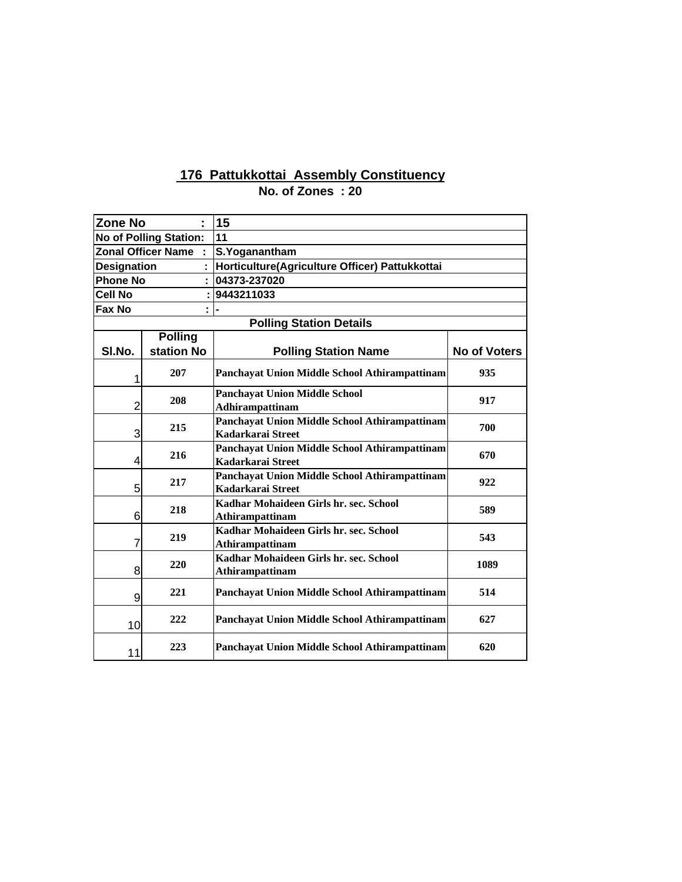## 176 Pattukkottai Assembly Constituency

**No. of Zones : 20**

| Zone No : | 15 | | |
|---|---|---|---|
| No of Polling Station: | 11 | | |
| Zonal Officer Name : | S.Yoganantham | | |
| Designation : | Horticulture(Agriculture Officer) Pattukkottai | | |
| Phone No : | 04373-237020 | | |
| Cell No : | 9443211033 | | |
| Fax No : | - | | |

**Polling Station Details**

| Sl.No. | Polling station No | Polling Station Name | No of Voters |
|---|---|---|---|
| 1 | 207 | Panchayat Union Middle School Athirampattinam | 935 |
| 2 | 208 | Panchayat Union Middle School Adhirampattinam | 917 |
| 3 | 215 | Panchayat Union Middle School Athirampattinam Kadarkarai Street | 700 |
| 4 | 216 | Panchayat Union Middle School Athirampattinam Kadarkarai Street | 670 |
| 5 | 217 | Panchayat Union Middle School Athirampattinam Kadarkarai Street | 922 |
| 6 | 218 | Kadhar Mohaideen Girls hr. sec. School Athirampattinam | 589 |
| 7 | 219 | Kadhar Mohaideen Girls hr. sec. School Athirampattinam | 543 |
| 8 | 220 | Kadhar Mohaideen Girls hr. sec. School Athirampattinam | 1089 |
| 9 | 221 | Panchayat Union Middle School Athirampattinam | 514 |
| 10 | 222 | Panchayat Union Middle School Athirampattinam | 627 |
| 11 | 223 | Panchayat Union Middle School Athirampattinam | 620 |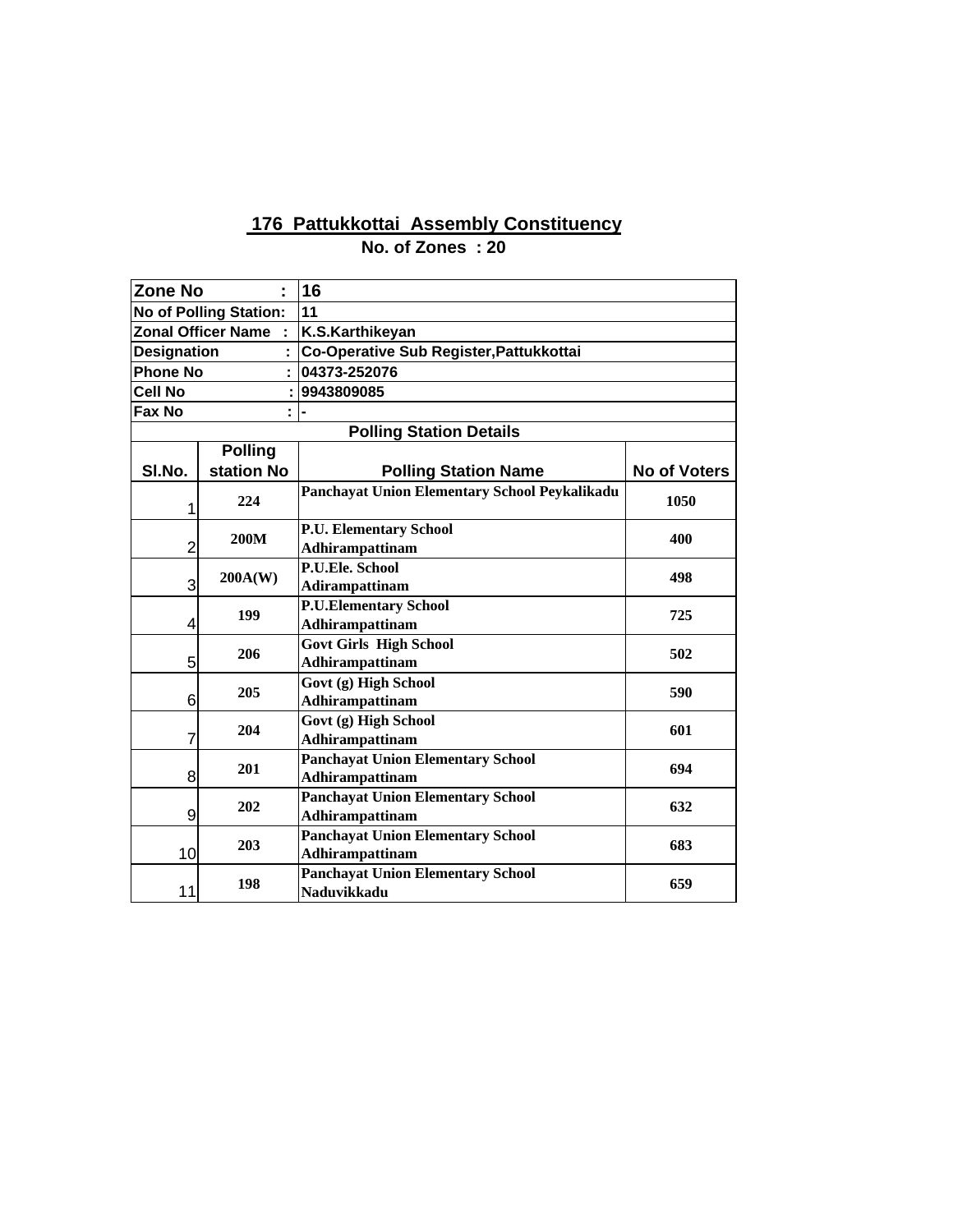## 176 Pattukkottai Assembly Constituency

**No. of Zones : 20**

| Zone No : | 16 | | |
|---|---|---|---|
| No of Polling Station: | 11 | | |
| Zonal Officer Name : | K.S.Karthikeyan | | |
| Designation : | Co-Operative Sub Register,Pattukkottai | | |
| Phone No : | 04373-252076 | | |
| Cell No : | 9943809085 | | |
| Fax No : | - | | |

**Polling Station Details**

| Sl.No. | Polling station No | Polling Station Name | No of Voters |
|---|---|---|---|
| 1 | 224 | Panchayat Union Elementary School Peykalikadu | 1050 |
| 2 | 200M | P.U. Elementary School Adhirampattinam | 400 |
| 3 | 200A(W) | P.U.Ele. School Adirampattinam | 498 |
| 4 | 199 | P.U.Elementary School Adhirampattinam | 725 |
| 5 | 206 | Govt Girls High School Adhirampattinam | 502 |
| 6 | 205 | Govt (g) High School Adhirampattinam | 590 |
| 7 | 204 | Govt (g) High School Adhirampattinam | 601 |
| 8 | 201 | Panchayat Union Elementary School Adhirampattinam | 694 |
| 9 | 202 | Panchayat Union Elementary School Adhirampattinam | 632 |
| 10 | 203 | Panchayat Union Elementary School Adhirampattinam | 683 |
| 11 | 198 | Panchayat Union Elementary School Naduvikkadu | 659 |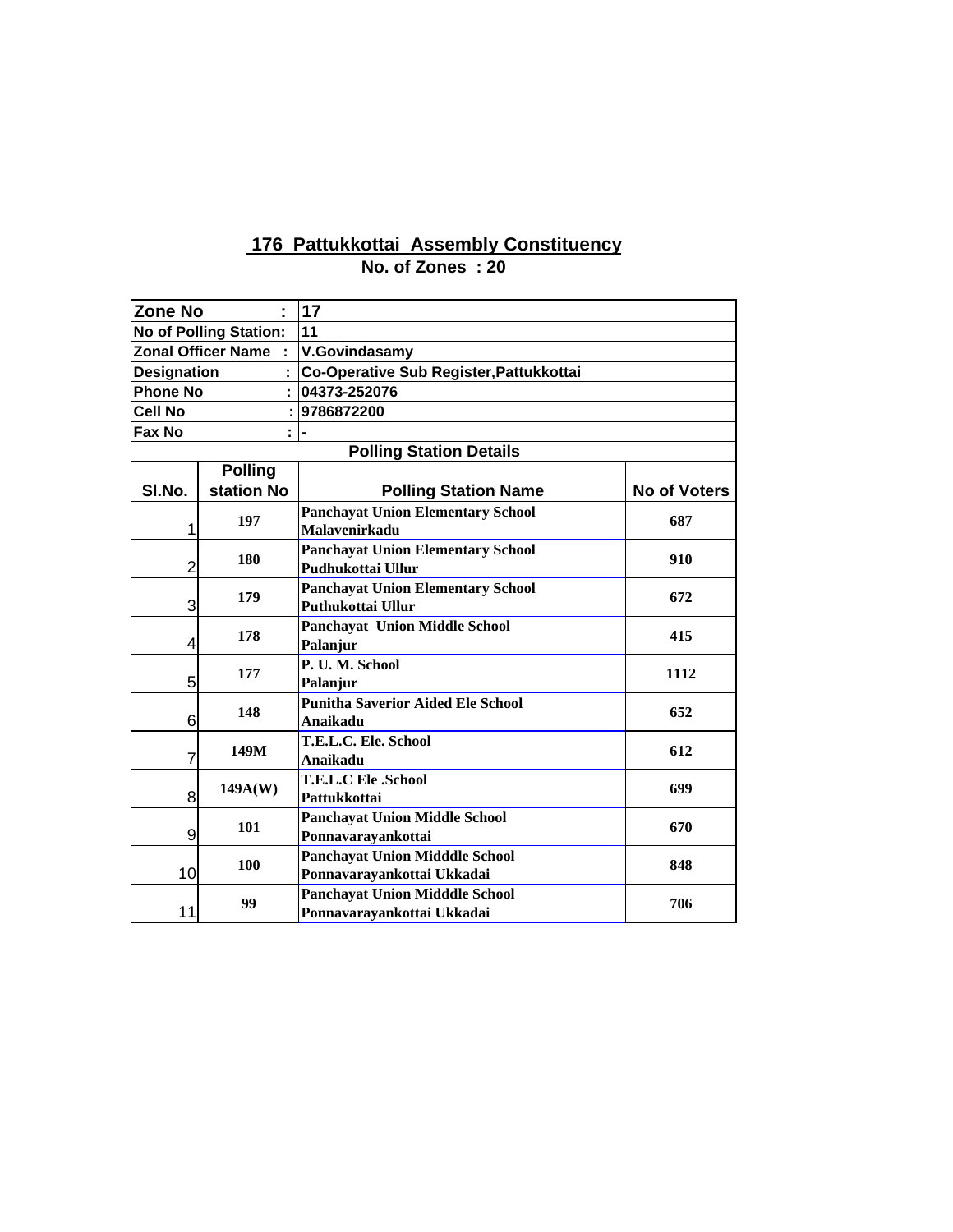## 176 Pattukkottai Assembly Constituency

**No. of Zones : 20**

| Zone No : | 17 | | |
|---|---|---|---|
| No of Polling Station: | 11 | | |
| Zonal Officer Name : | V.Govindasamy | | |
| Designation : | Co-Operative Sub Register,Pattukkottai | | |
| Phone No : | 04373-252076 | | |
| Cell No : | 9786872200 | | |
| Fax No : | - | | |

**Polling Station Details**

| Sl.No. | Polling station No | Polling Station Name | No of Voters |
|---|---|---|---|
| 1 | 197 | Panchayat Union Elementary School Malavenirkadu | 687 |
| 2 | 180 | Panchayat Union Elementary School Pudhukottai Ullur | 910 |
| 3 | 179 | Panchayat Union Elementary School Puthukottai Ullur | 672 |
| 4 | 178 | Panchayat Union Middle School Palanjur | 415 |
| 5 | 177 | P. U. M. School Palanjur | 1112 |
| 6 | 148 | Punitha Saverior Aided Ele School Anaikadu | 652 |
| 7 | 149M | T.E.L.C. Ele. School Anaikadu | 612 |
| 8 | 149A(W) | T.E.L.C Ele .School Pattukkottai | 699 |
| 9 | 101 | Panchayat Union Middle School Ponnavarayankottai | 670 |
| 10 | 100 | Panchayat Union Midddle School Ponnavarayankottai Ukkadai | 848 |
| 11 | 99 | Panchayat Union Midddle School Ponnavarayankottai Ukkadai | 706 |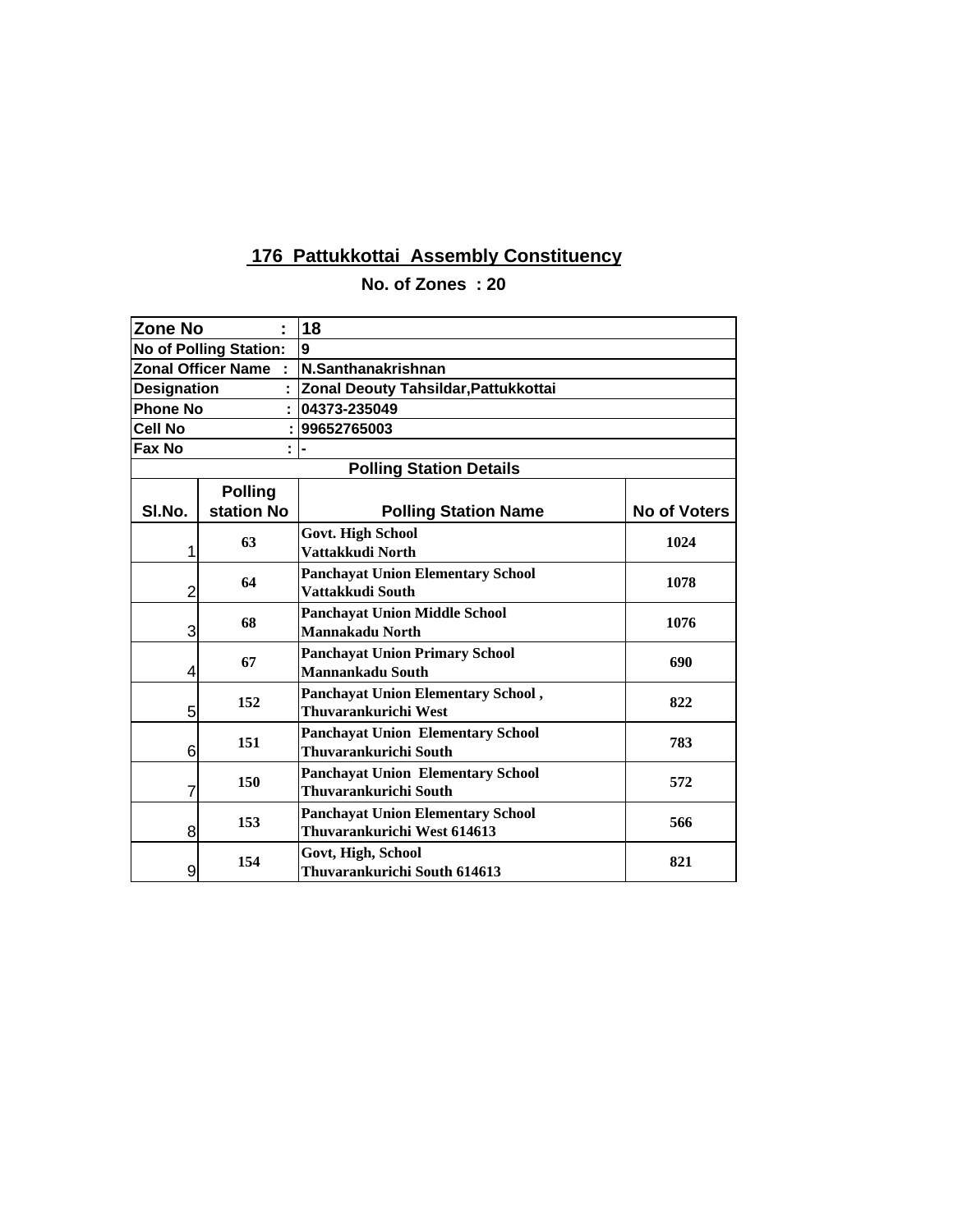## 176 Pattukkottai Assembly Constituency

**No. of Zones : 20**

| Zone No : | 18 | | |
|---|---|---|---|
| No of Polling Station: | 9 | | |
| Zonal Officer Name : | N.Santhanakrishnan | | |
| Designation : | Zonal Deouty Tahsildar,Pattukkottai | | |
| Phone No : | 04373-235049 | | |
| Cell No : | 99652765003 | | |
| Fax No : | - | | |
| Polling Station Details | | | |
| Sl.No. | Polling station No | Polling Station Name | No of Voters |
| 1 | 63 | Govt. High School Vattakkudi North | 1024 |
| 2 | 64 | Panchayat Union Elementary School Vattakkudi South | 1078 |
| 3 | 68 | Panchayat Union Middle School Mannakadu North | 1076 |
| 4 | 67 | Panchayat Union Primary School Mannankadu South | 690 |
| 5 | 152 | Panchayat Union Elementary School , Thuvarankurichi West | 822 |
| 6 | 151 | Panchayat Union Elementary School Thuvarankurichi South | 783 |
| 7 | 150 | Panchayat Union Elementary School Thuvarankurichi South | 572 |
| 8 | 153 | Panchayat Union Elementary School Thuvarankurichi West 614613 | 566 |
| 9 | 154 | Govt, High, School Thuvarankurichi South 614613 | 821 |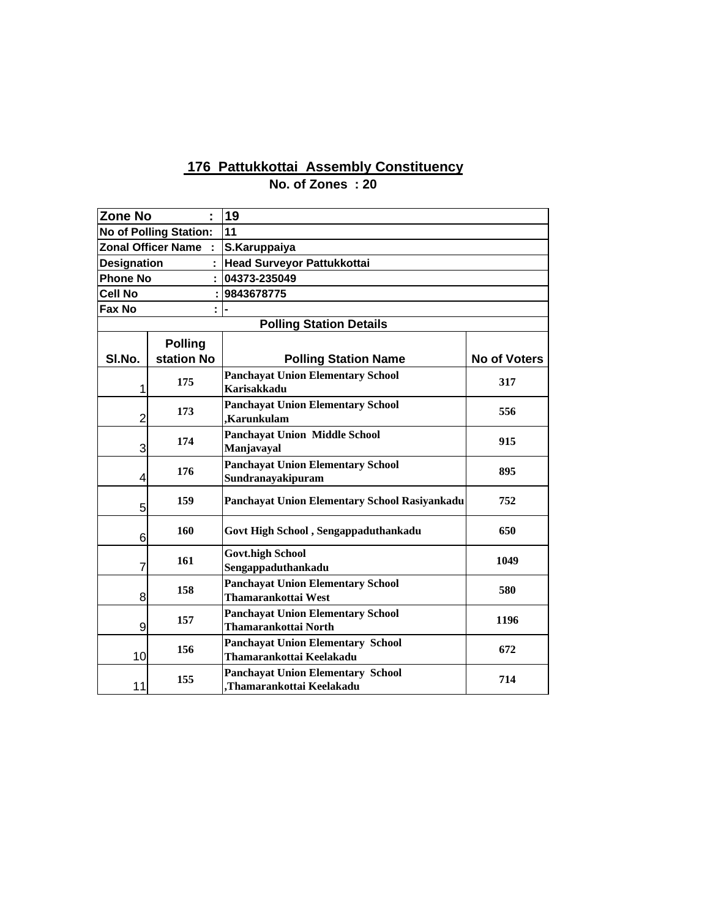## 176 Pattukkottai Assembly Constituency

**No. of Zones : 20**

| Zone No : | 19 | | |
|---|---|---|---|
| No of Polling Station: | 11 | | |
| Zonal Officer Name : | S.Karuppaiya | | |
| Designation : | Head Surveyor Pattukkottai | | |
| Phone No : | 04373-235049 | | |
| Cell No : | 9843678775 | | |
| Fax No : | - | | |

**Polling Station Details**

| Sl.No. | Polling station No | Polling Station Name | No of Voters |
|---|---|---|---|
| 1 | 175 | Panchayat Union Elementary School Karisakkadu | 317 |
| 2 | 173 | Panchayat Union Elementary School ,Karunkulam | 556 |
| 3 | 174 | Panchayat Union Middle School Manjavayal | 915 |
| 4 | 176 | Panchayat Union Elementary School Sundranayakipuram | 895 |
| 5 | 159 | Panchayat Union Elementary School Rasiyankadu | 752 |
| 6 | 160 | Govt High School , Sengappaduthankadu | 650 |
| 7 | 161 | Govt.high School Sengappaduthankadu | 1049 |
| 8 | 158 | Panchayat Union Elementary School Thamarankottai West | 580 |
| 9 | 157 | Panchayat Union Elementary School Thamarankottai North | 1196 |
| 10 | 156 | Panchayat Union Elementary School Thamarankottai Keelakadu | 672 |
| 11 | 155 | Panchayat Union Elementary School ,Thamarankottai Keelakadu | 714 |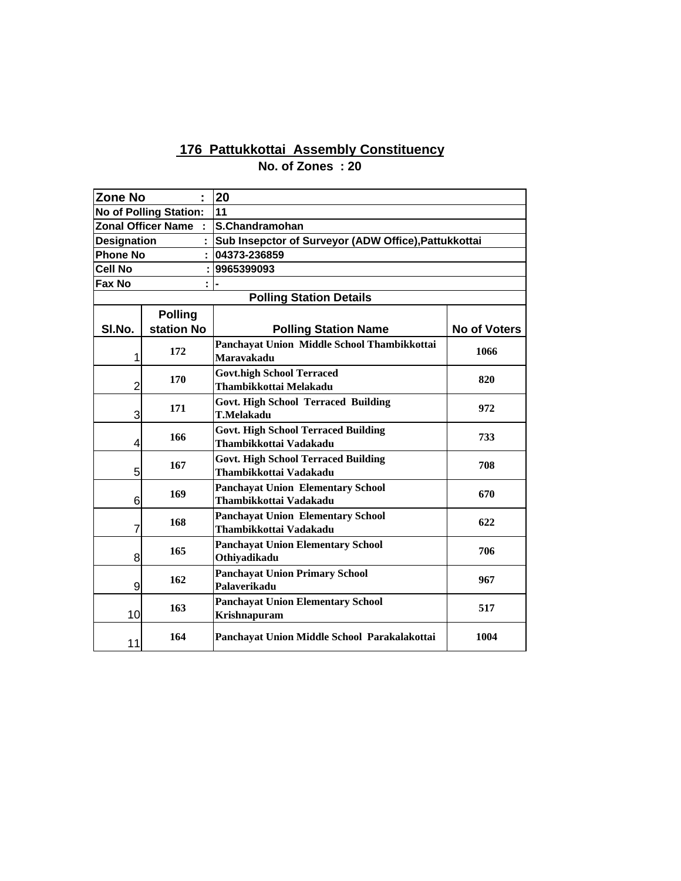## 176 Pattukkottai Assembly Constituency

**No. of Zones : 20**

| | |
|---|---|
| **Zone No :** | **20** |
| **No of Polling Station:** | **11** |
| **Zonal Officer Name :** | **S.Chandramohan** |
| **Designation :** | **Sub Insepctor of Surveyor (ADW Office),Pattukkottai** |
| **Phone No :** | **04373-236859** |
| **Cell No :** | **9965399093** |
| **Fax No :** | **-** |

**Polling Station Details**

| Sl.No. | Polling station No | Polling Station Name | No of Voters |
|---|---|---|---|
| 1 | 172 | Panchayat Union Middle School Thambikkottai Maravakadu | 1066 |
| 2 | 170 | Govt.high School Terraced Thambikkottai Melakadu | 820 |
| 3 | 171 | Govt. High School Terraced Building T.Melakadu | 972 |
| 4 | 166 | Govt. High School Terraced Building Thambikkottai Vadakadu | 733 |
| 5 | 167 | Govt. High School Terraced Building Thambikkottai Vadakadu | 708 |
| 6 | 169 | Panchayat Union Elementary School Thambikkottai Vadakadu | 670 |
| 7 | 168 | Panchayat Union Elementary School Thambikkottai Vadakadu | 622 |
| 8 | 165 | Panchayat Union Elementary School Othiyadikadu | 706 |
| 9 | 162 | Panchayat Union Primary School Palaverikadu | 967 |
| 10 | 163 | Panchayat Union Elementary School Krishnapuram | 517 |
| 11 | 164 | Panchayat Union Middle School Parakalakottai | 1004 |